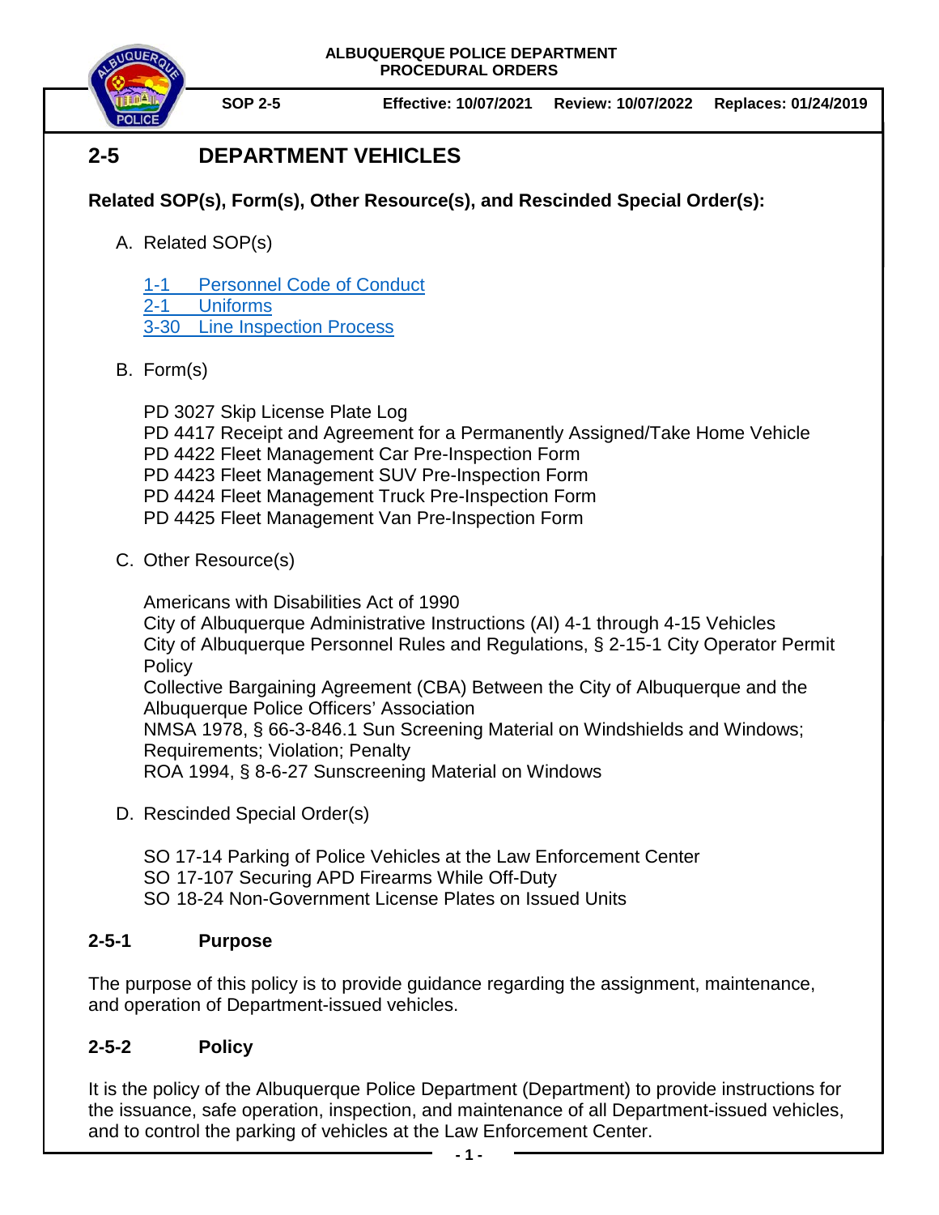ALBUQUERQUE POLICE DEPARTMENT
PROCEDURAL ORDERS

**SOP 2-5** | **Effective: 10/07/2021** | **Review: 10/07/2022** | **Replaces: 01/24/2019**

# 2-5 DEPARTMENT VEHICLES

**Related SOP(s), Form(s), Other Resource(s), and Rescinded Special Order(s):**

A. Related SOP(s)

1-1 Personnel Code of Conduct
2-1 Uniforms
3-30 Line Inspection Process

B. Form(s)

PD 3027 Skip License Plate Log
PD 4417 Receipt and Agreement for a Permanently Assigned/Take Home Vehicle
PD 4422 Fleet Management Car Pre-Inspection Form
PD 4423 Fleet Management SUV Pre-Inspection Form
PD 4424 Fleet Management Truck Pre-Inspection Form
PD 4425 Fleet Management Van Pre-Inspection Form

C. Other Resource(s)

Americans with Disabilities Act of 1990
City of Albuquerque Administrative Instructions (AI) 4-1 through 4-15 Vehicles
City of Albuquerque Personnel Rules and Regulations, § 2-15-1 City Operator Permit Policy
Collective Bargaining Agreement (CBA) Between the City of Albuquerque and the Albuquerque Police Officers' Association
NMSA 1978, § 66-3-846.1 Sun Screening Material on Windshields and Windows; Requirements; Violation; Penalty
ROA 1994, § 8-6-27 Sunscreening Material on Windows

D. Rescinded Special Order(s)

SO 17-14 Parking of Police Vehicles at the Law Enforcement Center
SO 17-107 Securing APD Firearms While Off-Duty
SO 18-24 Non-Government License Plates on Issued Units

## 2-5-1 Purpose

The purpose of this policy is to provide guidance regarding the assignment, maintenance, and operation of Department-issued vehicles.

## 2-5-2 Policy

It is the policy of the Albuquerque Police Department (Department) to provide instructions for the issuance, safe operation, inspection, and maintenance of all Department-issued vehicles, and to control the parking of vehicles at the Law Enforcement Center.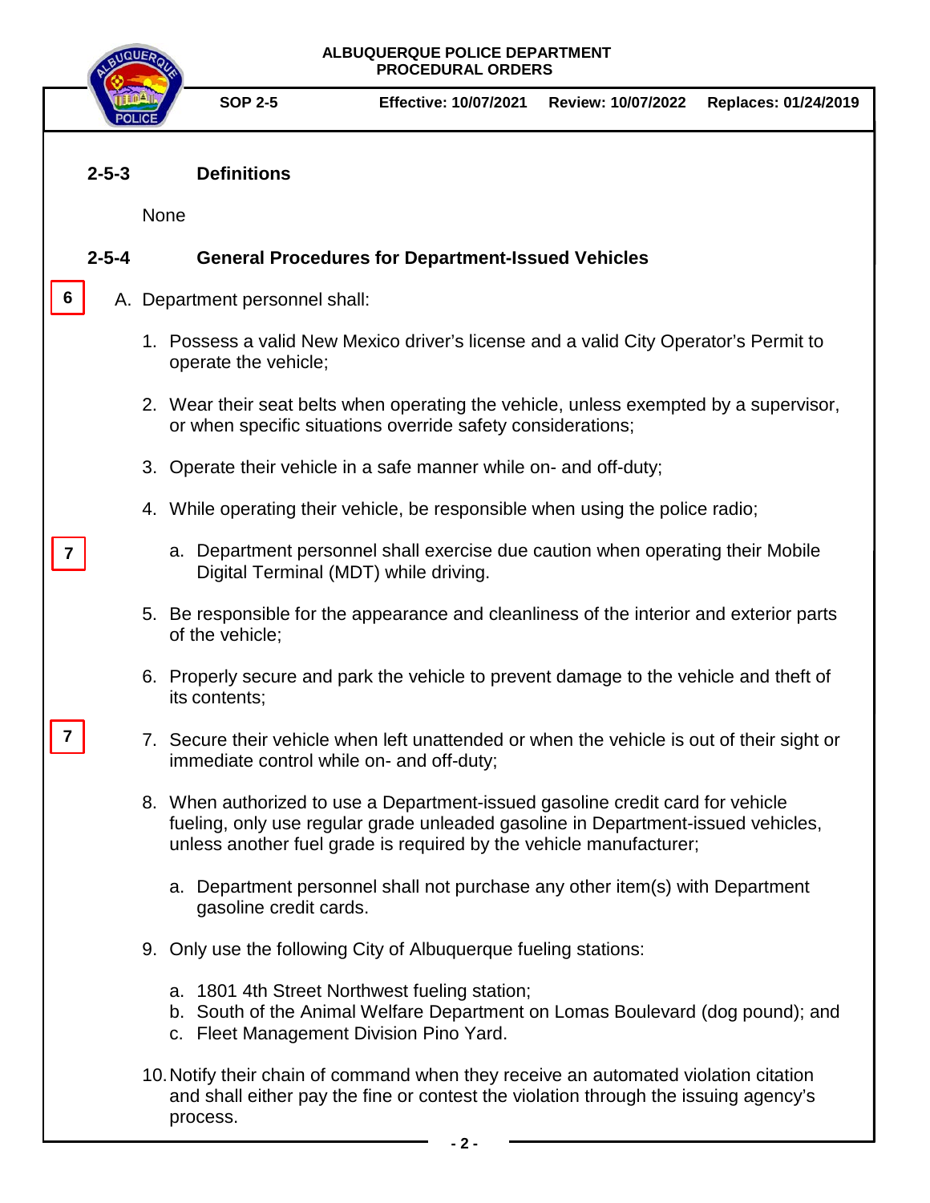## 2-5-3 Definitions

None

## 2-5-4 General Procedures for Department-Issued Vehicles

6

A. Department personnel shall:

1. Possess a valid New Mexico driver's license and a valid City Operator's Permit to operate the vehicle;

2. Wear their seat belts when operating the vehicle, unless exempted by a supervisor, or when specific situations override safety considerations;

3. Operate their vehicle in a safe manner while on- and off-duty;

4. While operating their vehicle, be responsible when using the police radio;

   7

   a. Department personnel shall exercise due caution when operating their Mobile Digital Terminal (MDT) while driving.

5. Be responsible for the appearance and cleanliness of the interior and exterior parts of the vehicle;

6. Properly secure and park the vehicle to prevent damage to the vehicle and theft of its contents;

7

7. Secure their vehicle when left unattended or when the vehicle is out of their sight or immediate control while on- and off-duty;

8. When authorized to use a Department-issued gasoline credit card for vehicle fueling, only use regular grade unleaded gasoline in Department-issued vehicles, unless another fuel grade is required by the vehicle manufacturer;

   a. Department personnel shall not purchase any other item(s) with Department gasoline credit cards.

9. Only use the following City of Albuquerque fueling stations:

   a. 1801 4th Street Northwest fueling station;
   b. South of the Animal Welfare Department on Lomas Boulevard (dog pound); and
   c. Fleet Management Division Pino Yard.

10. Notify their chain of command when they receive an automated violation citation and shall either pay the fine or contest the violation through the issuing agency's process.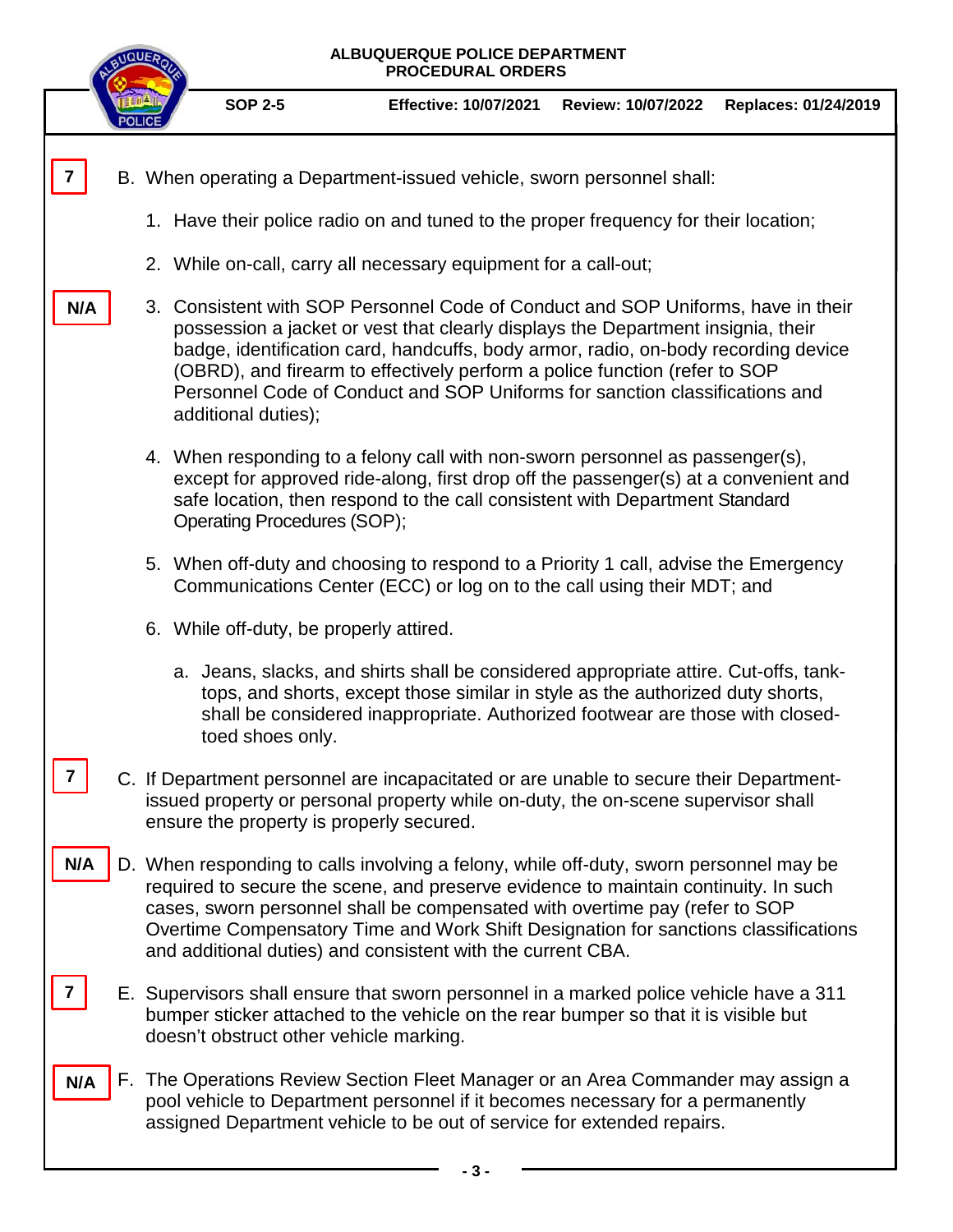7

B. When operating a Department-issued vehicle, sworn personnel shall:

1. Have their police radio on and tuned to the proper frequency for their location;

2. While on-call, carry all necessary equipment for a call-out;

N/A

3. Consistent with SOP Personnel Code of Conduct and SOP Uniforms, have in their possession a jacket or vest that clearly displays the Department insignia, their badge, identification card, handcuffs, body armor, radio, on-body recording device (OBRD), and firearm to effectively perform a police function (refer to SOP Personnel Code of Conduct and SOP Uniforms for sanction classifications and additional duties);

4. When responding to a felony call with non-sworn personnel as passenger(s), except for approved ride-along, first drop off the passenger(s) at a convenient and safe location, then respond to the call consistent with Department Standard Operating Procedures (SOP);

5. When off-duty and choosing to respond to a Priority 1 call, advise the Emergency Communications Center (ECC) or log on to the call using their MDT; and

6. While off-duty, be properly attired.

   a. Jeans, slacks, and shirts shall be considered appropriate attire. Cut-offs, tank-tops, and shorts, except those similar in style as the authorized duty shorts, shall be considered inappropriate. Authorized footwear are those with closed-toed shoes only.

7

C. If Department personnel are incapacitated or are unable to secure their Department-issued property or personal property while on-duty, the on-scene supervisor shall ensure the property is properly secured.

N/A

D. When responding to calls involving a felony, while off-duty, sworn personnel may be required to secure the scene, and preserve evidence to maintain continuity. In such cases, sworn personnel shall be compensated with overtime pay (refer to SOP Overtime Compensatory Time and Work Shift Designation for sanctions classifications and additional duties) and consistent with the current CBA.

7

E. Supervisors shall ensure that sworn personnel in a marked police vehicle have a 311 bumper sticker attached to the vehicle on the rear bumper so that it is visible but doesn't obstruct other vehicle marking.

N/A

F. The Operations Review Section Fleet Manager or an Area Commander may assign a pool vehicle to Department personnel if it becomes necessary for a permanently assigned Department vehicle to be out of service for extended repairs.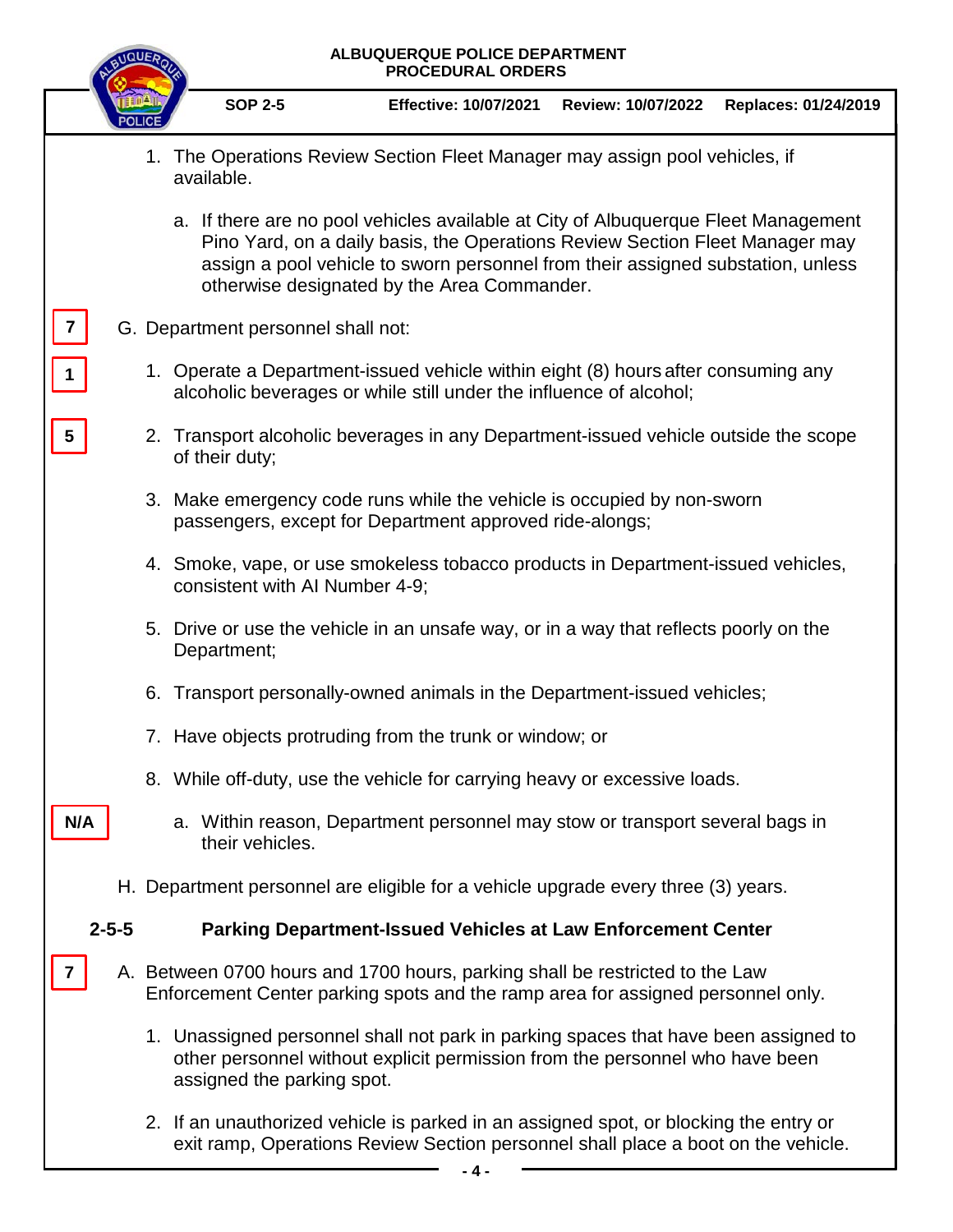1. The Operations Review Section Fleet Manager may assign pool vehicles, if available.

    a. If there are no pool vehicles available at City of Albuquerque Fleet Management Pino Yard, on a daily basis, the Operations Review Section Fleet Manager may assign a pool vehicle to sworn personnel from their assigned substation, unless otherwise designated by the Area Commander.

7

G. Department personnel shall not:

1

1. Operate a Department-issued vehicle within eight (8) hours after consuming any alcoholic beverages or while still under the influence of alcohol;

5

2. Transport alcoholic beverages in any Department-issued vehicle outside the scope of their duty;

3. Make emergency code runs while the vehicle is occupied by non-sworn passengers, except for Department approved ride-alongs;

4. Smoke, vape, or use smokeless tobacco products in Department-issued vehicles, consistent with AI Number 4-9;

5. Drive or use the vehicle in an unsafe way, or in a way that reflects poorly on the Department;

6. Transport personally-owned animals in the Department-issued vehicles;

7. Have objects protruding from the trunk or window; or

8. While off-duty, use the vehicle for carrying heavy or excessive loads.

N/A

    a. Within reason, Department personnel may stow or transport several bags in their vehicles.

H. Department personnel are eligible for a vehicle upgrade every three (3) years.

## 2-5-5 Parking Department-Issued Vehicles at Law Enforcement Center

7

A. Between 0700 hours and 1700 hours, parking shall be restricted to the Law Enforcement Center parking spots and the ramp area for assigned personnel only.

1. Unassigned personnel shall not park in parking spaces that have been assigned to other personnel without explicit permission from the personnel who have been assigned the parking spot.

2. If an unauthorized vehicle is parked in an assigned spot, or blocking the entry or exit ramp, Operations Review Section personnel shall place a boot on the vehicle.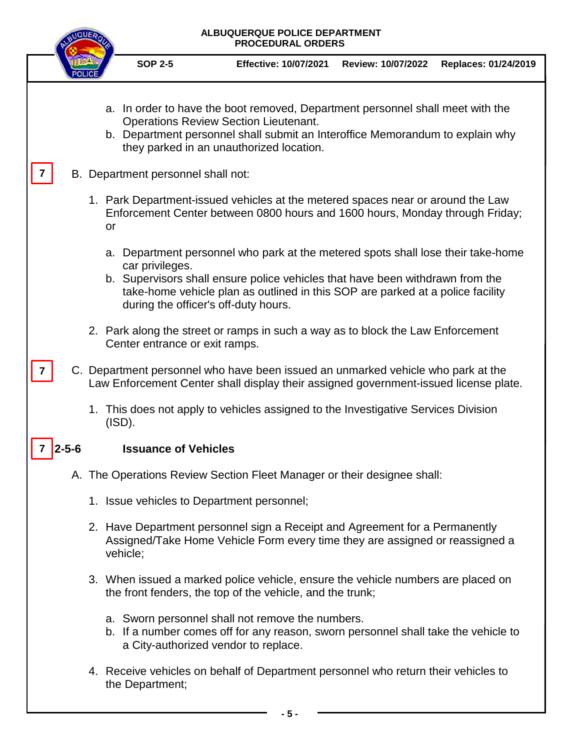a. In order to have the boot removed, Department personnel shall meet with the Operations Review Section Lieutenant.
b. Department personnel shall submit an Interoffice Memorandum to explain why they parked in an unauthorized location.

7 B. Department personnel shall not:

1. Park Department-issued vehicles at the metered spaces near or around the Law Enforcement Center between 0800 hours and 1600 hours, Monday through Friday; or

   a. Department personnel who park at the metered spots shall lose their take-home car privileges.
   b. Supervisors shall ensure police vehicles that have been withdrawn from the take-home vehicle plan as outlined in this SOP are parked at a police facility during the officer's off-duty hours.

2. Park along the street or ramps in such a way as to block the Law Enforcement Center entrance or exit ramps.

7 C. Department personnel who have been issued an unmarked vehicle who park at the Law Enforcement Center shall display their assigned government-issued license plate.

1. This does not apply to vehicles assigned to the Investigative Services Division (ISD).

## 7 2-5-6 Issuance of Vehicles

A. The Operations Review Section Fleet Manager or their designee shall:

1. Issue vehicles to Department personnel;

2. Have Department personnel sign a Receipt and Agreement for a Permanently Assigned/Take Home Vehicle Form every time they are assigned or reassigned a vehicle;

3. When issued a marked police vehicle, ensure the vehicle numbers are placed on the front fenders, the top of the vehicle, and the trunk;

   a. Sworn personnel shall not remove the numbers.
   b. If a number comes off for any reason, sworn personnel shall take the vehicle to a City-authorized vendor to replace.

4. Receive vehicles on behalf of Department personnel who return their vehicles to the Department;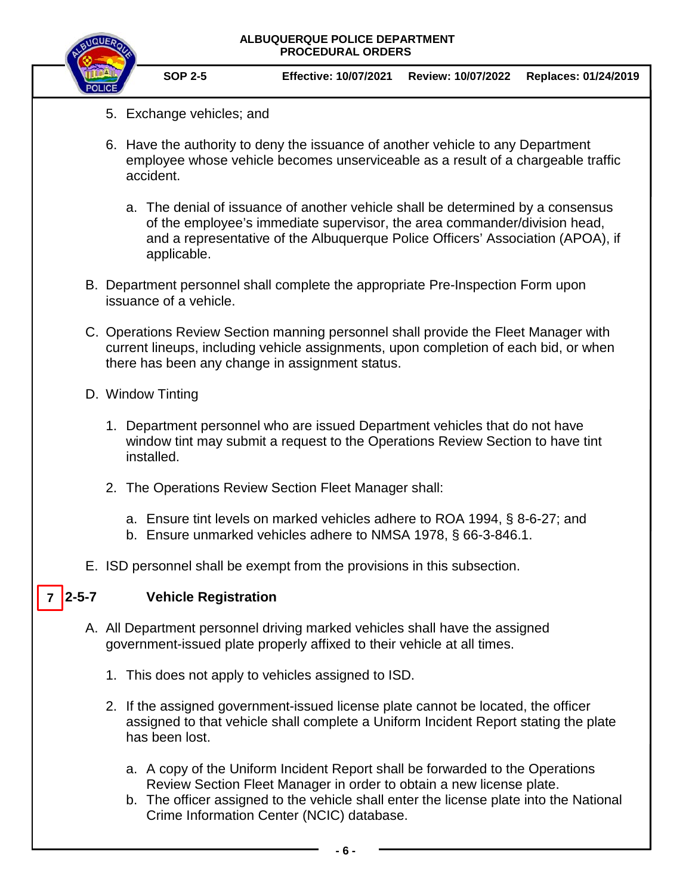5. Exchange vehicles; and

6. Have the authority to deny the issuance of another vehicle to any Department employee whose vehicle becomes unserviceable as a result of a chargeable traffic accident.

   a. The denial of issuance of another vehicle shall be determined by a consensus of the employee's immediate supervisor, the area commander/division head, and a representative of the Albuquerque Police Officers' Association (APOA), if applicable.

B. Department personnel shall complete the appropriate Pre-Inspection Form upon issuance of a vehicle.

C. Operations Review Section manning personnel shall provide the Fleet Manager with current lineups, including vehicle assignments, upon completion of each bid, or when there has been any change in assignment status.

D. Window Tinting

   1. Department personnel who are issued Department vehicles that do not have window tint may submit a request to the Operations Review Section to have tint installed.

   2. The Operations Review Section Fleet Manager shall:

      a. Ensure tint levels on marked vehicles adhere to ROA 1994, § 8-6-27; and
      b. Ensure unmarked vehicles adhere to NMSA 1978, § 66-3-846.1.

E. ISD personnel shall be exempt from the provisions in this subsection.

## 7 2-5-7 Vehicle Registration

A. All Department personnel driving marked vehicles shall have the assigned government-issued plate properly affixed to their vehicle at all times.

   1. This does not apply to vehicles assigned to ISD.

   2. If the assigned government-issued license plate cannot be located, the officer assigned to that vehicle shall complete a Uniform Incident Report stating the plate has been lost.

      a. A copy of the Uniform Incident Report shall be forwarded to the Operations Review Section Fleet Manager in order to obtain a new license plate.
      b. The officer assigned to the vehicle shall enter the license plate into the National Crime Information Center (NCIC) database.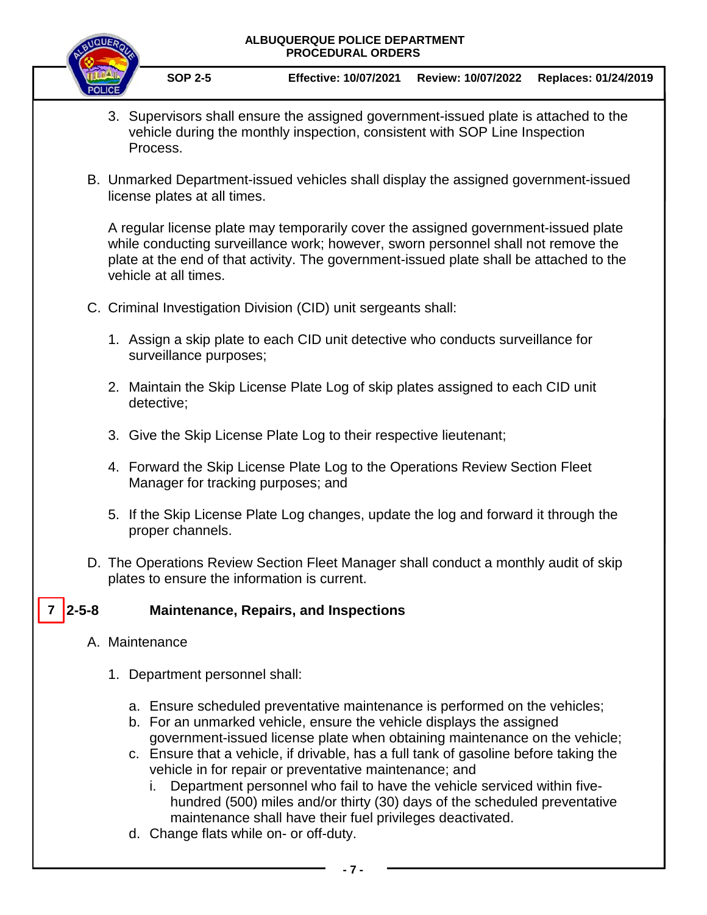3. Supervisors shall ensure the assigned government-issued plate is attached to the vehicle during the monthly inspection, consistent with SOP Line Inspection Process.

B. Unmarked Department-issued vehicles shall display the assigned government-issued license plates at all times.

A regular license plate may temporarily cover the assigned government-issued plate while conducting surveillance work; however, sworn personnel shall not remove the plate at the end of that activity. The government-issued plate shall be attached to the vehicle at all times.

C. Criminal Investigation Division (CID) unit sergeants shall:

1. Assign a skip plate to each CID unit detective who conducts surveillance for surveillance purposes;

2. Maintain the Skip License Plate Log of skip plates assigned to each CID unit detective;

3. Give the Skip License Plate Log to their respective lieutenant;

4. Forward the Skip License Plate Log to the Operations Review Section Fleet Manager for tracking purposes; and

5. If the Skip License Plate Log changes, update the log and forward it through the proper channels.

D. The Operations Review Section Fleet Manager shall conduct a monthly audit of skip plates to ensure the information is current.

## 7 | 2-5-8 Maintenance, Repairs, and Inspections

A. Maintenance

1. Department personnel shall:

   a. Ensure scheduled preventative maintenance is performed on the vehicles;
   b. For an unmarked vehicle, ensure the vehicle displays the assigned government-issued license plate when obtaining maintenance on the vehicle;
   c. Ensure that a vehicle, if drivable, has a full tank of gasoline before taking the vehicle in for repair or preventative maintenance; and
      i. Department personnel who fail to have the vehicle serviced within five-hundred (500) miles and/or thirty (30) days of the scheduled preventative maintenance shall have their fuel privileges deactivated.
   d. Change flats while on- or off-duty.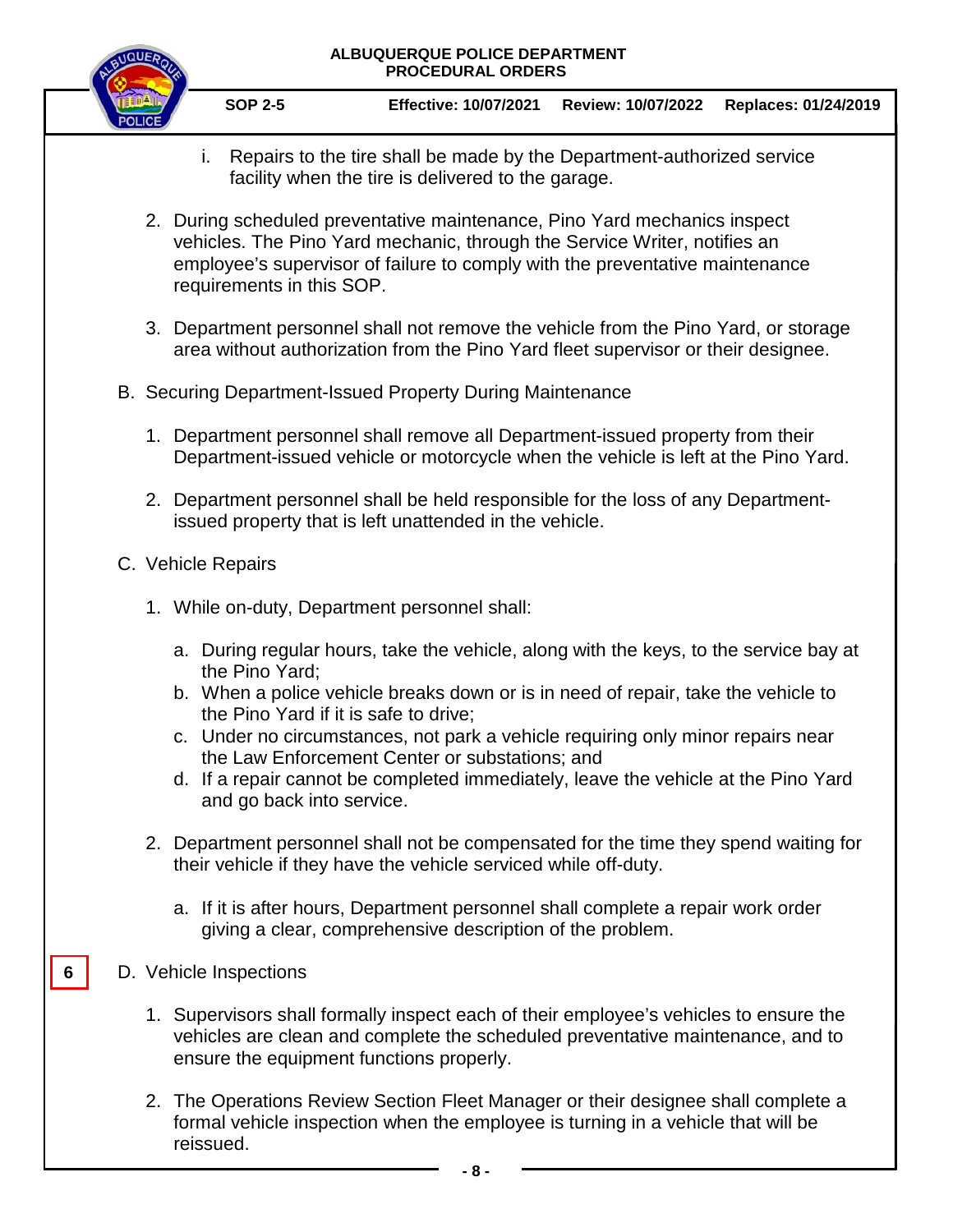i. Repairs to the tire shall be made by the Department-authorized service facility when the tire is delivered to the garage.

2. During scheduled preventative maintenance, Pino Yard mechanics inspect vehicles. The Pino Yard mechanic, through the Service Writer, notifies an employee's supervisor of failure to comply with the preventative maintenance requirements in this SOP.

3. Department personnel shall not remove the vehicle from the Pino Yard, or storage area without authorization from the Pino Yard fleet supervisor or their designee.

B. Securing Department-Issued Property During Maintenance

1. Department personnel shall remove all Department-issued property from their Department-issued vehicle or motorcycle when the vehicle is left at the Pino Yard.

2. Department personnel shall be held responsible for the loss of any Department-issued property that is left unattended in the vehicle.

C. Vehicle Repairs

1. While on-duty, Department personnel shall:

   a. During regular hours, take the vehicle, along with the keys, to the service bay at the Pino Yard;
   b. When a police vehicle breaks down or is in need of repair, take the vehicle to the Pino Yard if it is safe to drive;
   c. Under no circumstances, not park a vehicle requiring only minor repairs near the Law Enforcement Center or substations; and
   d. If a repair cannot be completed immediately, leave the vehicle at the Pino Yard and go back into service.

2. Department personnel shall not be compensated for the time they spend waiting for their vehicle if they have the vehicle serviced while off-duty.

   a. If it is after hours, Department personnel shall complete a repair work order giving a clear, comprehensive description of the problem.

6 D. Vehicle Inspections

1. Supervisors shall formally inspect each of their employee's vehicles to ensure the vehicles are clean and complete the scheduled preventative maintenance, and to ensure the equipment functions properly.

2. The Operations Review Section Fleet Manager or their designee shall complete a formal vehicle inspection when the employee is turning in a vehicle that will be reissued.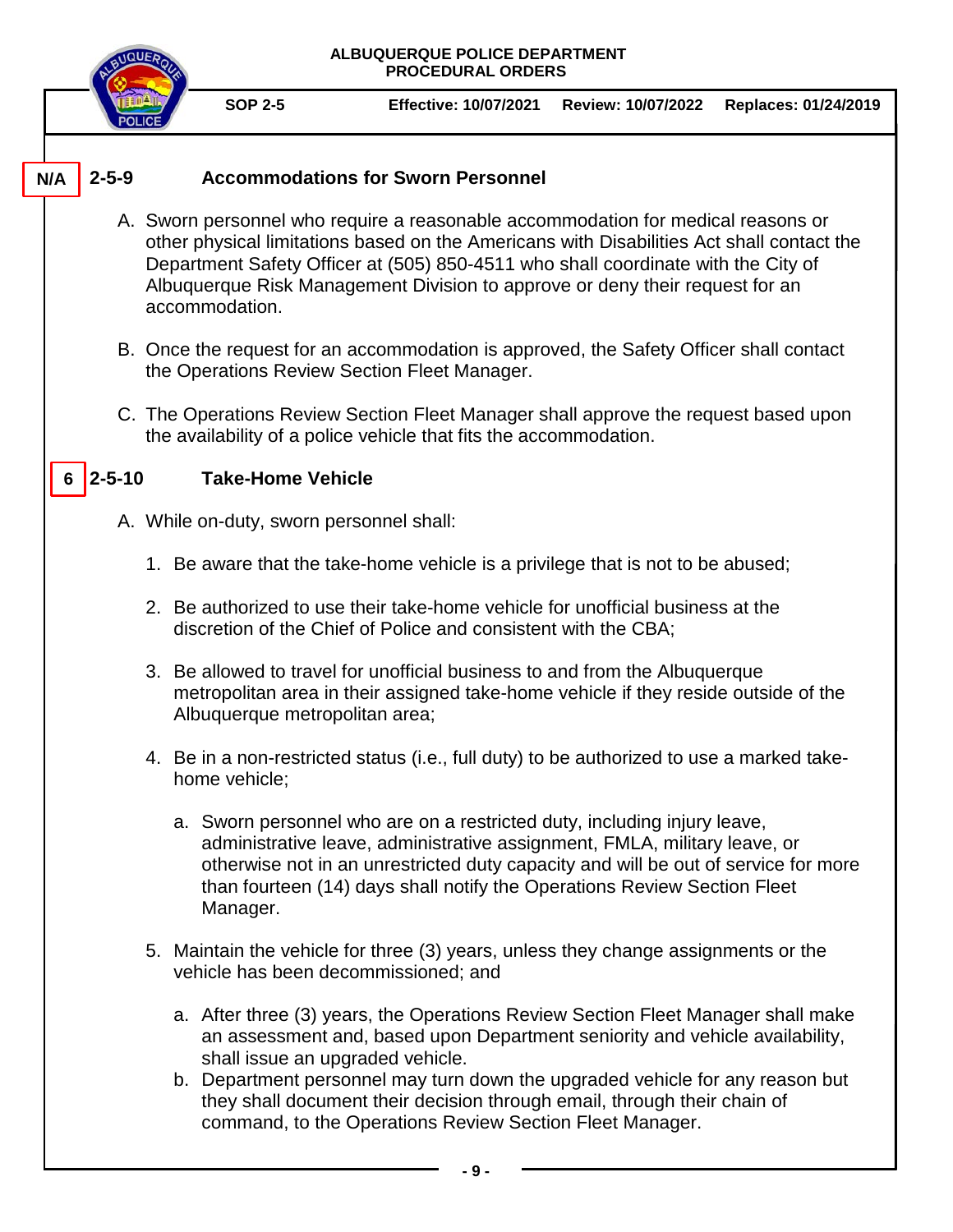N/A **2-5-9 Accommodations for Sworn Personnel**

A. Sworn personnel who require a reasonable accommodation for medical reasons or other physical limitations based on the Americans with Disabilities Act shall contact the Department Safety Officer at (505) 850-4511 who shall coordinate with the City of Albuquerque Risk Management Division to approve or deny their request for an accommodation.

B. Once the request for an accommodation is approved, the Safety Officer shall contact the Operations Review Section Fleet Manager.

C. The Operations Review Section Fleet Manager shall approve the request based upon the availability of a police vehicle that fits the accommodation.

6 **2-5-10 Take-Home Vehicle**

A. While on-duty, sworn personnel shall:

1. Be aware that the take-home vehicle is a privilege that is not to be abused;

2. Be authorized to use their take-home vehicle for unofficial business at the discretion of the Chief of Police and consistent with the CBA;

3. Be allowed to travel for unofficial business to and from the Albuquerque metropolitan area in their assigned take-home vehicle if they reside outside of the Albuquerque metropolitan area;

4. Be in a non-restricted status (i.e., full duty) to be authorized to use a marked take-home vehicle;

   a. Sworn personnel who are on a restricted duty, including injury leave, administrative leave, administrative assignment, FMLA, military leave, or otherwise not in an unrestricted duty capacity and will be out of service for more than fourteen (14) days shall notify the Operations Review Section Fleet Manager.

5. Maintain the vehicle for three (3) years, unless they change assignments or the vehicle has been decommissioned; and

   a. After three (3) years, the Operations Review Section Fleet Manager shall make an assessment and, based upon Department seniority and vehicle availability, shall issue an upgraded vehicle.
   b. Department personnel may turn down the upgraded vehicle for any reason but they shall document their decision through email, through their chain of command, to the Operations Review Section Fleet Manager.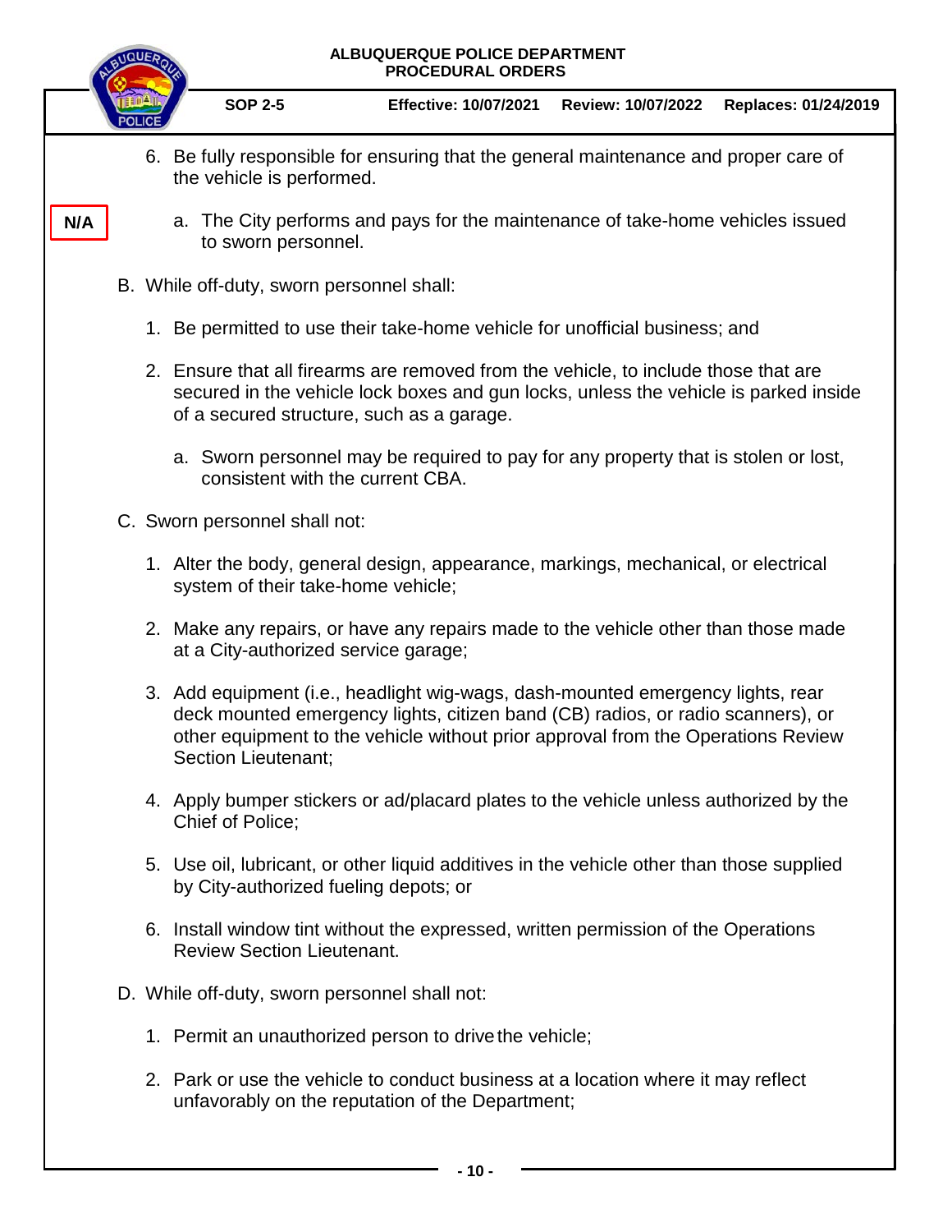6. Be fully responsible for ensuring that the general maintenance and proper care of the vehicle is performed.

N/A

   a. The City performs and pays for the maintenance of take-home vehicles issued to sworn personnel.

B. While off-duty, sworn personnel shall:

   1. Be permitted to use their take-home vehicle for unofficial business; and

   2. Ensure that all firearms are removed from the vehicle, to include those that are secured in the vehicle lock boxes and gun locks, unless the vehicle is parked inside of a secured structure, such as a garage.

      a. Sworn personnel may be required to pay for any property that is stolen or lost, consistent with the current CBA.

C. Sworn personnel shall not:

   1. Alter the body, general design, appearance, markings, mechanical, or electrical system of their take-home vehicle;

   2. Make any repairs, or have any repairs made to the vehicle other than those made at a City-authorized service garage;

   3. Add equipment (i.e., headlight wig-wags, dash-mounted emergency lights, rear deck mounted emergency lights, citizen band (CB) radios, or radio scanners), or other equipment to the vehicle without prior approval from the Operations Review Section Lieutenant;

   4. Apply bumper stickers or ad/placard plates to the vehicle unless authorized by the Chief of Police;

   5. Use oil, lubricant, or other liquid additives in the vehicle other than those supplied by City-authorized fueling depots; or

   6. Install window tint without the expressed, written permission of the Operations Review Section Lieutenant.

D. While off-duty, sworn personnel shall not:

   1. Permit an unauthorized person to drive the vehicle;

   2. Park or use the vehicle to conduct business at a location where it may reflect unfavorably on the reputation of the Department;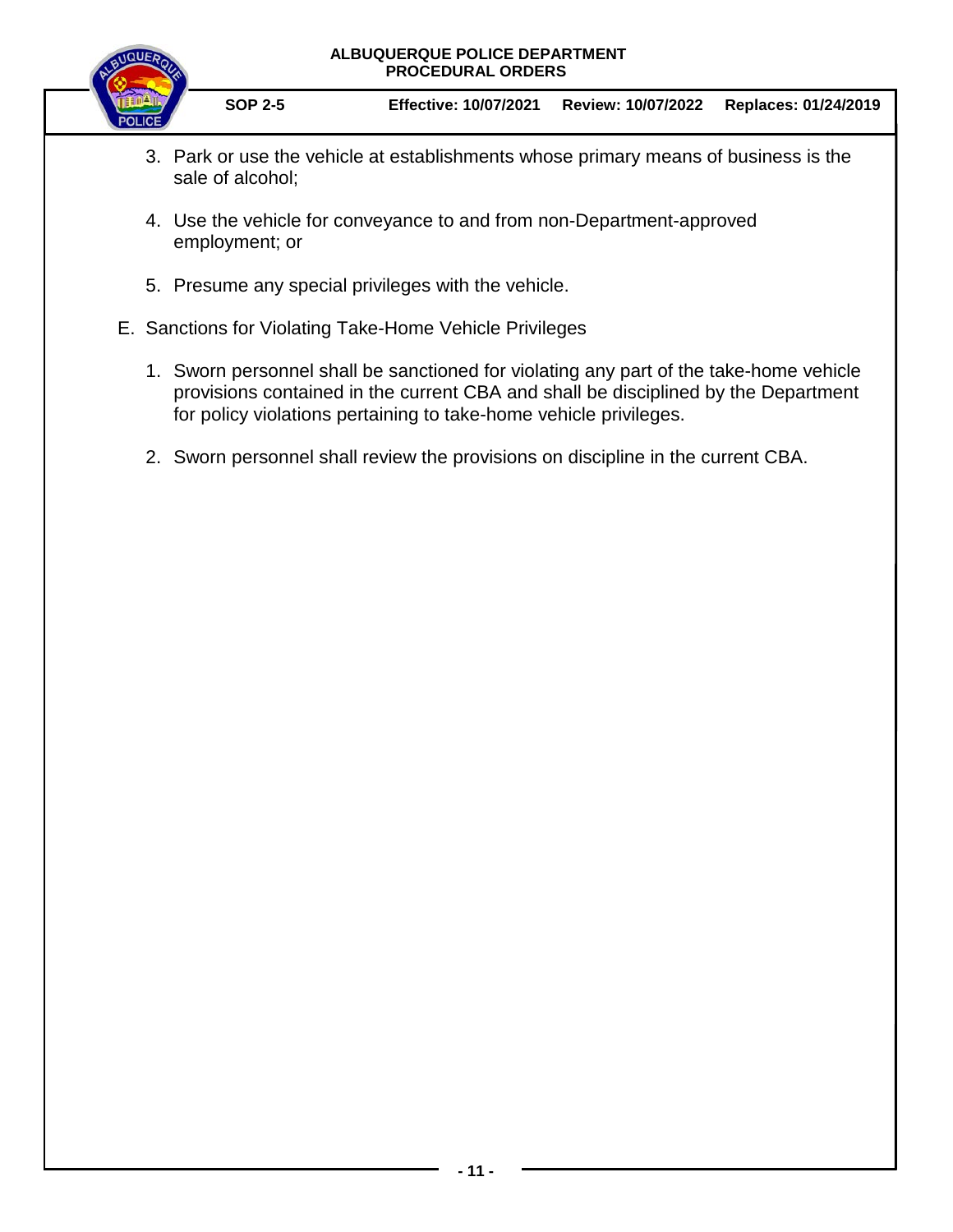3. Park or use the vehicle at establishments whose primary means of business is the sale of alcohol;

4. Use the vehicle for conveyance to and from non-Department-approved employment; or

5. Presume any special privileges with the vehicle.

E. Sanctions for Violating Take-Home Vehicle Privileges

1. Sworn personnel shall be sanctioned for violating any part of the take-home vehicle provisions contained in the current CBA and shall be disciplined by the Department for policy violations pertaining to take-home vehicle privileges.

2. Sworn personnel shall review the provisions on discipline in the current CBA.